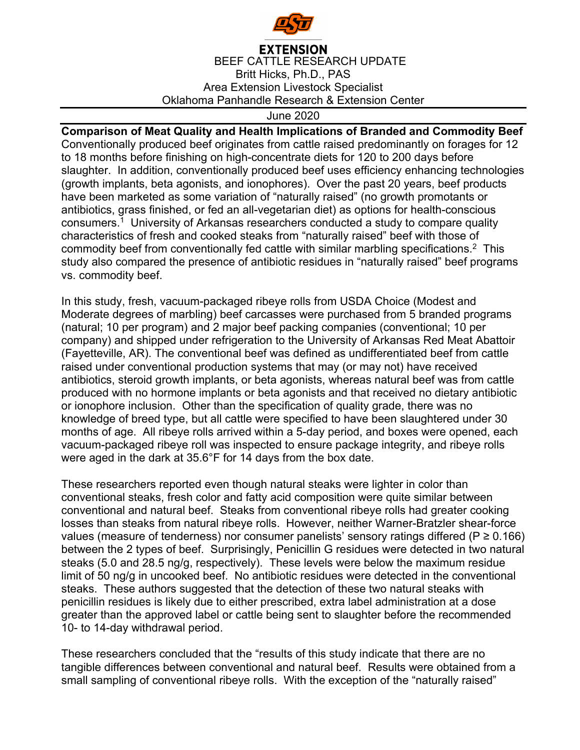**EXTENSION**

BEEF CATTLE RESEARCH UPDATE

Britt Hicks, Ph.D., PAS

Area Extension Livestock Specialist

Oklahoma Panhandle Research & Extension Center

June 2020

**Comparison of Meat Quality and Health Implications of Branded and Commodity Beef**

Conventionally produced beef originates from cattle raised predominantly on forages for 12 to 18 months before finishing on high-concentrate diets for 120 to 200 days before slaughter. In addition, conventionally produced beef uses efficiency enhancing technologies (growth implants, beta agonists, and ionophores). Over the past 20 years, beef products have been marketed as some variation of "naturally raised" (no growth promotants or antibiotics, grass finished, or fed an all-vegetarian diet) as options for health-conscious consumers.[1] University of Arkansas researchers conducted a study to compare quality characteristics of fresh and cooked steaks from "naturally raised" beef with those of commodity beef from conventionally fed cattle with similar marbling specifications.[2] This study also compared the presence of antibiotic residues in "naturally raised" beef programs vs. commodity beef.

In this study, fresh, vacuum-packaged ribeye rolls from USDA Choice (Modest and Moderate degrees of marbling) beef carcasses were purchased from 5 branded programs (natural; 10 per program) and 2 major beef packing companies (conventional; 10 per company) and shipped under refrigeration to the University of Arkansas Red Meat Abattoir (Fayetteville, AR). The conventional beef was defined as undifferentiated beef from cattle raised under conventional production systems that may (or may not) have received antibiotics, steroid growth implants, or beta agonists, whereas natural beef was from cattle produced with no hormone implants or beta agonists and that received no dietary antibiotic or ionophore inclusion. Other than the specification of quality grade, there was no knowledge of breed type, but all cattle were specified to have been slaughtered under 30 months of age. All ribeye rolls arrived within a 5-day period, and boxes were opened, each vacuum-packaged ribeye roll was inspected to ensure package integrity, and ribeye rolls were aged in the dark at 35.6°F for 14 days from the box date.

These researchers reported even though natural steaks were lighter in color than conventional steaks, fresh color and fatty acid composition were quite similar between conventional and natural beef. Steaks from conventional ribeye rolls had greater cooking losses than steaks from natural ribeye rolls. However, neither Warner-Bratzler shear-force values (measure of tenderness) nor consumer panelists' sensory ratings differed ($P \geq 0.166$) between the 2 types of beef. Surprisingly, Penicillin G residues were detected in two natural steaks (5.0 and 28.5 ng/g, respectively). These levels were below the maximum residue limit of 50 ng/g in uncooked beef. No antibiotic residues were detected in the conventional steaks. These authors suggested that the detection of these two natural steaks with penicillin residues is likely due to either prescribed, extra label administration at a dose greater than the approved label or cattle being sent to slaughter before the recommended 10- to 14-day withdrawal period.

These researchers concluded that the "results of this study indicate that there are no tangible differences between conventional and natural beef. Results were obtained from a small sampling of conventional ribeye rolls. With the exception of the "naturally raised"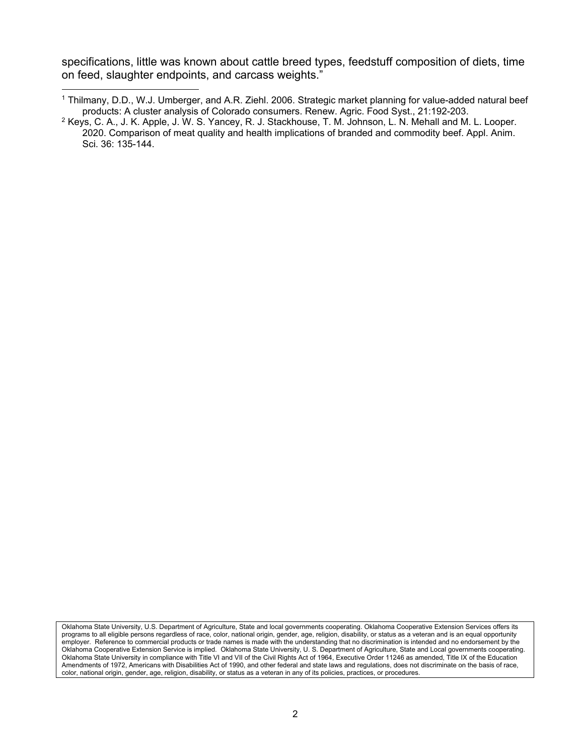specifications, little was known about cattle breed types, feedstuff composition of diets, time on feed, slaughter endpoints, and carcass weights."

---

[1] Thilmany, D.D., W.J. Umberger, and A.R. Ziehl. 2006. Strategic market planning for value-added natural beef products: A cluster analysis of Colorado consumers. Renew. Agric. Food Syst., 21:192-203.

[2] Keys, C. A., J. K. Apple, J. W. S. Yancey, R. J. Stackhouse, T. M. Johnson, L. N. Mehall and M. L. Looper. 2020. Comparison of meat quality and health implications of branded and commodity beef. Appl. Anim. Sci. 36: 135-144.

Oklahoma State University, U.S. Department of Agriculture, State and local governments cooperating. Oklahoma Cooperative Extension Services offers its programs to all eligible persons regardless of race, color, national origin, gender, age, religion, disability, or status as a veteran and is an equal opportunity employer. Reference to commercial products or trade names is made with the understanding that no discrimination is intended and no endorsement by the Oklahoma Cooperative Extension Service is implied. Oklahoma State University, U. S. Department of Agriculture, State and Local governments cooperating. Oklahoma State University in compliance with Title VI and VII of the Civil Rights Act of 1964, Executive Order 11246 as amended, Title IX of the Education Amendments of 1972, Americans with Disabilities Act of 1990, and other federal and state laws and regulations, does not discriminate on the basis of race, color, national origin, gender, age, religion, disability, or status as a veteran in any of its policies, practices, or procedures.